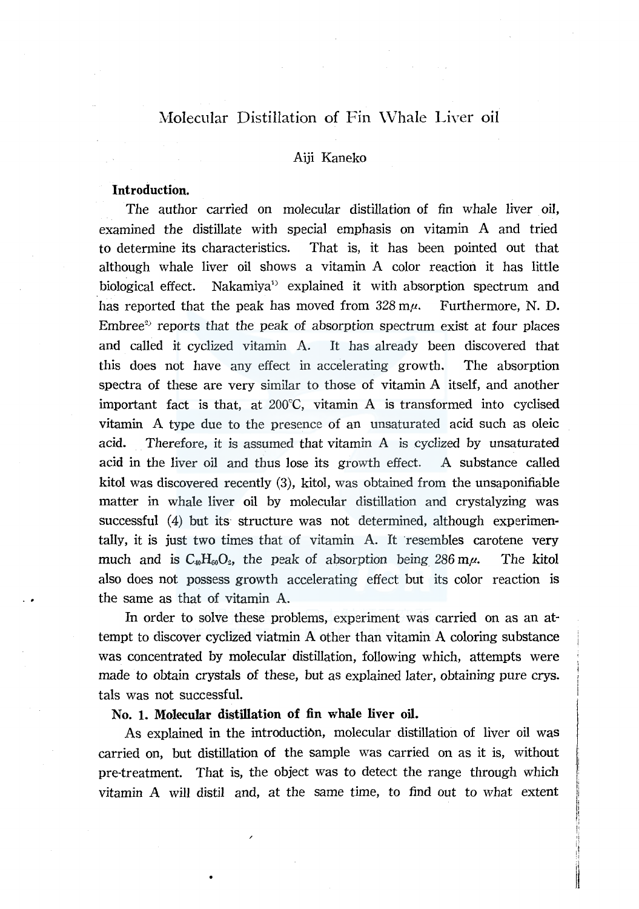# Molecular Distillation of Fin Whale Liver oil

Aiji Kaneko

## Introduction.

The author carried on molecular distillation of fin whale liver oil, examined the distillate with special emphasis on vitamin A and tried to determine its characteristics. That is, it has been pointed out that although whale liver oil shows a vitamin A color reaction it has little biological effect. Nakamiya[1] explained it with absorption spectrum and has reported that the peak has moved from 328 mμ. Furthermore, N. D. Embree[2] reports that the peak of absorption spectrum exist at four places and called it cyclized vitamin A. It has already been discovered that this does not have any effect in accelerating growth. The absorption spectra of these are very similar to those of vitamin A itself, and another important fact is that, at 200°C, vitamin A is transformed into cyclised vitamin A type due to the presence of an unsaturated acid such as oleic acid. Therefore, it is assumed that vitamin A is cyclized by unsaturated acid in the liver oil and thus lose its growth effect. A substance called kitol was discovered recently (3), kitol, was obtained from the unsaponifiable matter in whale liver oil by molecular distillation and crystalyzing was successful (4) but its structure was not determined, although experimentally, it is just two times that of vitamin A. It resembles carotene very much and is $C_{40}H_{60}O_2$, the peak of absorption being 286 mμ. The kitol also does not possess growth accelerating effect but its color reaction is the same as that of vitamin A.

In order to solve these problems, experiment was carried on as an attempt to discover cyclized viatmin A other than vitamin A coloring substance was concentrated by molecular distillation, following which, attempts were made to obtain crystals of these, but as explained later, obtaining pure crys. tals was not successful.

### No. 1. Molecular distillation of fin whale liver oil.

As explained in the introduction, molecular distillation of liver oil was carried on, but distillation of the sample was carried on as it is, without pre-treatment. That is, the object was to detect the range through which vitamin A will distil and, at the same time, to find out to what extent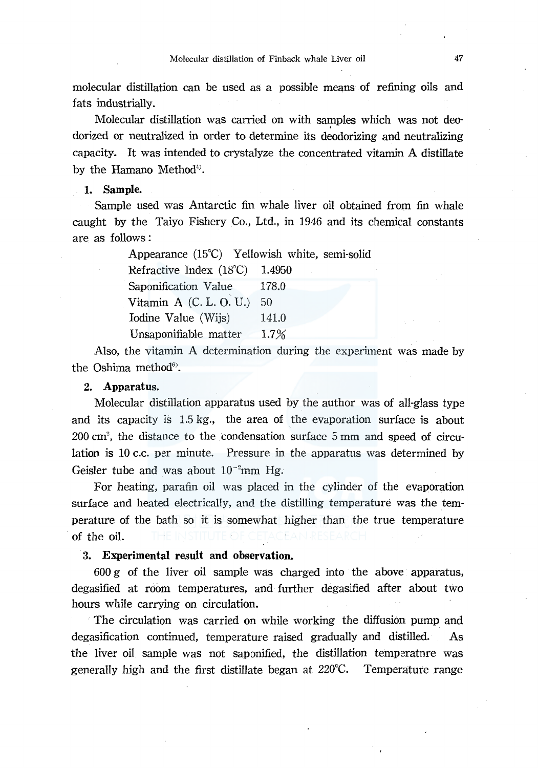molecular distillation can be used as a possible means of refining oils and fats industrially.

Molecular distillation was carried on with samples which was not deodorized or neutralized in order to determine its deodorizing and neutralizing capacity. It was intended to crystalyze the concentrated vitamin A distillate by the Hamano Method[4].

### 1. Sample.

Sample used was Antarctic fin whale liver oil obtained from fin whale caught by the Taiyo Fishery Co., Ltd., in 1946 and its chemical constants are as follows:

| | |
|---|---|
| Appearance (15°C) | Yellowish white, semi-solid |
| Refractive Index (18°C) | 1.4950 |
| Saponification Value | 178.0 |
| Vitamin A (C. L. O. U.) | 50 |
| Iodine Value (Wijs) | 141.0 |
| Unsaponifiable matter | 1.7% |

Also, the vitamin A determination during the experiment was made by the Oshima method[6].

### 2. Apparatus.

Molecular distillation apparatus used by the author was of all-glass type and its capacity is 1.5 kg., the area of the evaporation surface is about 200 cm$^2$, the distance to the condensation surface 5 mm and speed of circulation is 10 c.c. per minute. Pressure in the apparatus was determined by Geisler tube and was about $10^{-3}$mm Hg.

For heating, parafin oil was placed in the cylinder of the evaporation surface and heated electrically, and the distilling temperature was the temperature of the bath so it is somewhat higher than the true temperature of the oil.

### 3. Experimental result and observation.

600 g of the liver oil sample was charged into the above apparatus, degasified at room temperatures, and further degasified after about two hours while carrying on circulation.

The circulation was carried on while working the diffusion pump and degasification continued, temperature raised gradually and distilled. As the liver oil sample was not saponified, the distillation temperatnre was generally high and the first distillate began at 220°C. Temperature range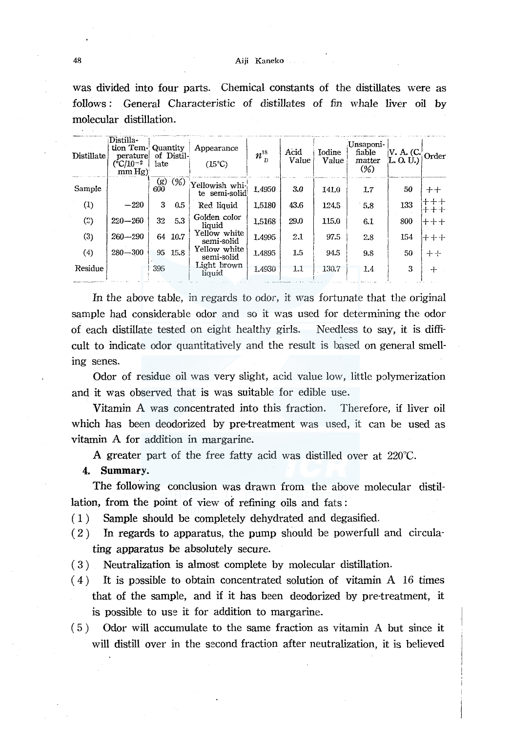was divided into four parts. Chemical constants of the distillates were as follows: General Characteristic of distillates of fin whale liver oil by molecular distillation.

| Distillate | Distillation Temperature (°C/$10^{-2}$ mm Hg) | Quantity of Distillate (g) | (%) | Appearance (15°C) | $n_D^{18}$ | Acid Value | Iodine Value | Unsaponifiable matter (%) | V. A. (C. L. O. U.) | Order |
|---|---|---|---|---|---|---|---|---|---|---|
| Sample | | 600 | | Yellowish white semi-solid | 1.4950 | 3.0 | 141.0 | 1.7 | 50 | ++ |
| (1) | −220 | 3 | 0.5 | Red liquid | 1.5180 | 43.6 | 124.5 | 5.8 | 133 | ++++++ |
| (2) | 220—260 | 32 | 5.3 | Golden color liquid | 1.5168 | 29.0 | 115.0 | 6.1 | 800 | +++ |
| (3) | 260—290 | 64 | 10.7 | Yellow white semi-solid | 1.4995 | 2.1 | 97.5 | 2.8 | 154 | +++ |
| (4) | 280—300 | 95 | 15.8 | Yellow white semi-solid | 1.4895 | 1.5 | 94.5 | 9.8 | 50 | ++ |
| Residue | | 395 | | Light brown liquid | 1.4930 | 1.1 | 130.7 | 1.4 | 3 | + |

In the above table, in regards to odor, it was fortunate that the original sample had considerable odor and so it was used for determining the odor of each distillate tested on eight healthy girls. Needless to say, it is difficult to indicate odor quantitatively and the result is based on general smelling senes.

Odor of residue oil was very slight, acid value low, little polymerization and it was observed that is was suitable for edible use.

Vitamin A was concentrated into this fraction. Therefore, if liver oil which has been deodorized by pre-treatment was used, it can be used as vitamin A for addition in margarine.

A greater part of the free fatty acid was distilled over at 220°C.

**4. Summary.**

The following conclusion was drawn from the above molecular distillation, from the point of view of refining oils and fats:

(1) Sample should be completely dehydrated and degasified.

(2) In regards to apparatus, the pump should be powerfull and circulating apparatus be absolutely secure.

(3) Neutralization is almost complete by molecular distillation.

(4) It is possible to obtain concentrated solution of vitamin A 16 times that of the sample, and if it has been deodorized by pre-treatment, it is possible to use it for addition to margarine.

(5) Odor will accumulate to the same fraction as vitamin A but since it will distill over in the second fraction after neutralization, it is believed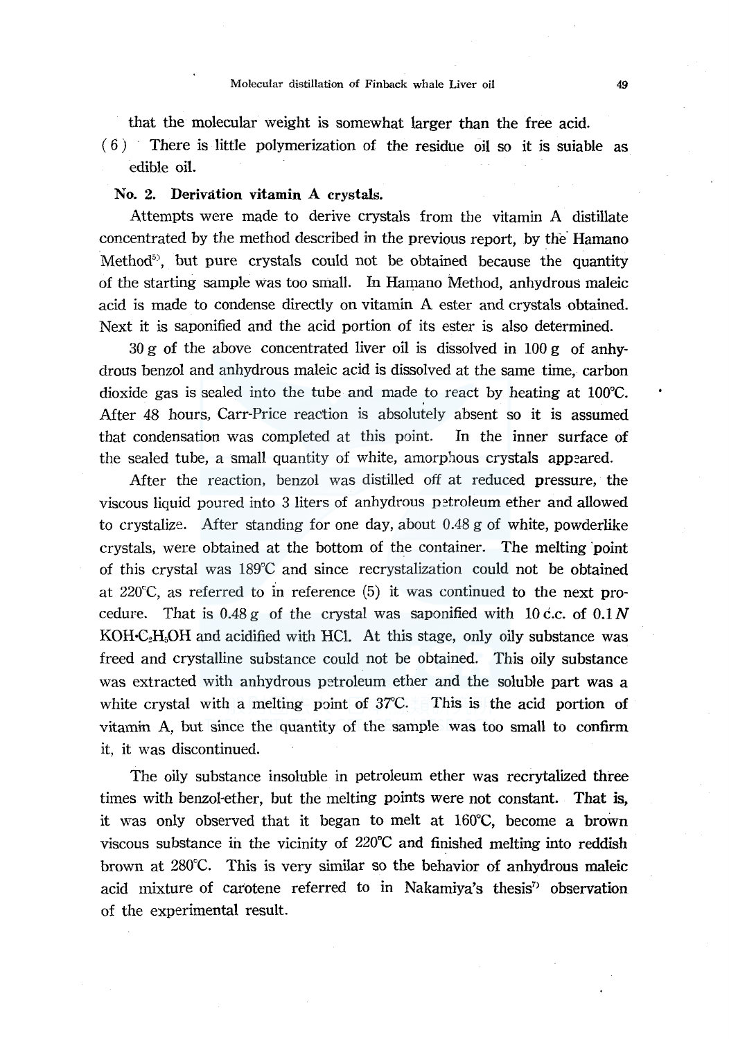that the molecular weight is somewhat larger than the free acid.

(6) There is little polymerization of the residue oil so it is suiable as edible oil.

**No. 2. Derivation vitamin A crystals.**

Attempts were made to derive crystals from the vitamin A distillate concentrated by the method described in the previous report, by the Hamano Method[5], but pure crystals could not be obtained because the quantity of the starting sample was too small. In Hamano Method, anhydrous maleic acid is made to condense directly on vitamin A ester and crystals obtained. Next it is saponified and the acid portion of its ester is also determined.

30 g of the above concentrated liver oil is dissolved in 100 g of anhydrous benzol and anhydrous maleic acid is dissolved at the same time, carbon dioxide gas is sealed into the tube and made to react by heating at 100°C. After 48 hours, Carr-Price reaction is absolutely absent so it is assumed that condensation was completed at this point. In the inner surface of the sealed tube, a small quantity of white, amorphous crystals appeared.

After the reaction, benzol was distilled off at reduced pressure, the viscous liquid poured into 3 liters of anhydrous petroleum ether and allowed to crystalize. After standing for one day, about 0.48 g of white, powderlike crystals, were obtained at the bottom of the container. The melting point of this crystal was 189°C and since recrystalization could not be obtained at 220°C, as referred to in reference (5) it was continued to the next procedure. That is 0.48 g of the crystal was saponified with 10 c.c. of 0.1 $N$ $KOH \cdot C_2H_5OH$ and acidified with HCl. At this stage, only oily substance was freed and crystalline substance could not be obtained. This oily substance was extracted with anhydrous petroleum ether and the soluble part was a white crystal with a melting point of 37°C. This is the acid portion of vitamin A, but since the quantity of the sample was too small to confirm it, it was discontinued.

The oily substance insoluble in petroleum ether was recrytalized three times with benzol-ether, but the melting points were not constant. That is, it was only observed that it began to melt at 160°C, become a brown viscous substance in the vicinity of 220°C and finished melting into reddish brown at 280°C. This is very similar so the behavior of anhydrous maleic acid mixture of carotene referred to in Nakamiya's thesis[7] observation of the experimental result.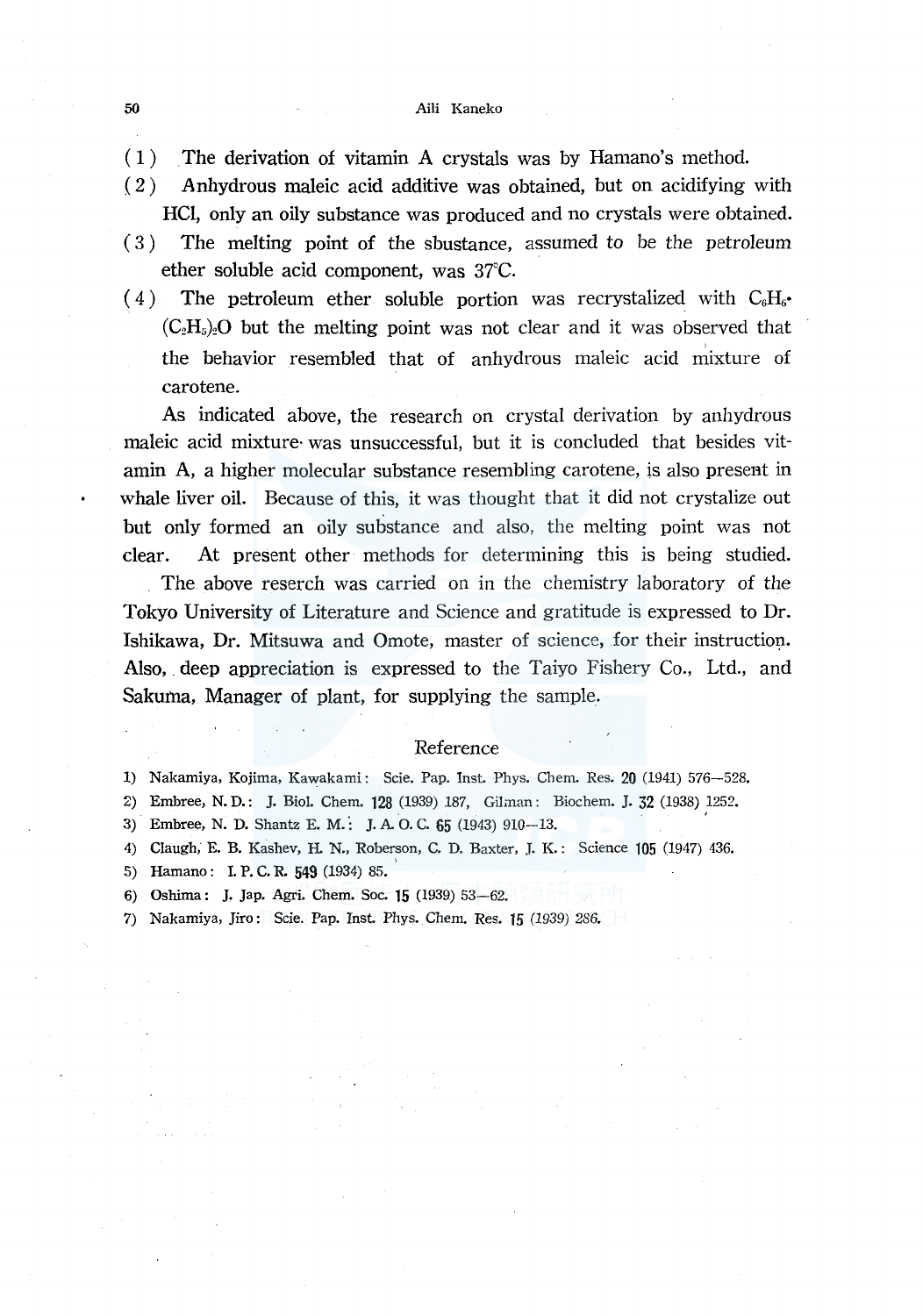(1) The derivation of vitamin A crystals was by Hamano's method.

(2) Anhydrous maleic acid additive was obtained, but on acidifying with HCl, only an oily substance was produced and no crystals were obtained.

(3) The melting point of the sbustance, assumed to be the petroleum ether soluble acid component, was 37°C.

(4) The petroleum ether soluble portion was recrystalized with $C_6H_6 \cdot (C_2H_5)_2O$ but the melting point was not clear and it was observed that the behavior resembled that of anhydrous maleic acid mixture of carotene.

As indicated above, the research on crystal derivation by anhydrous maleic acid mixture was unsuccessful, but it is concluded that besides vitamin A, a higher molecular substance resembling carotene, is also present in whale liver oil. Because of this, it was thought that it did not crystalize out but only formed an oily substance and also, the melting point was not clear. At present other methods for determining this is being studied.

The above reserch was carried on in the chemistry laboratory of the Tokyo University of Literature and Science and gratitude is expressed to Dr. Ishikawa, Dr. Mitsuwa and Omote, master of science, for their instruction. Also, deep appreciation is expressed to the Taiyo Fishery Co., Ltd., and Sakuma, Manager of plant, for supplying the sample.

## Reference

1) Nakamiya, Kojima, Kawakami: Scie. Pap. Inst. Phys. Chem. Res. **20** (1941) 576–528.
2) Embree, N. D.: J. Biol. Chem. **128** (1939) 187, Gilman: Biochem. J. **32** (1938) 1252.
3) Embree, N. D. Shantz E. M.: J. A. O. C. **65** (1943) 910–13.
4) Claugh, E. B. Kashev, H. N., Roberson, C. D. Baxter, J. K.: Science **105** (1947) 436.
5) Hamano: I. P. C. R. **549** (1934) 85.
6) Oshima: J. Jap. Agri. Chem. Soc. **15** (1939) 53–62.
7) Nakamiya, Jiro: Scie. Pap. Inst. Phys. Chem. Res. **15** (1939) 286.